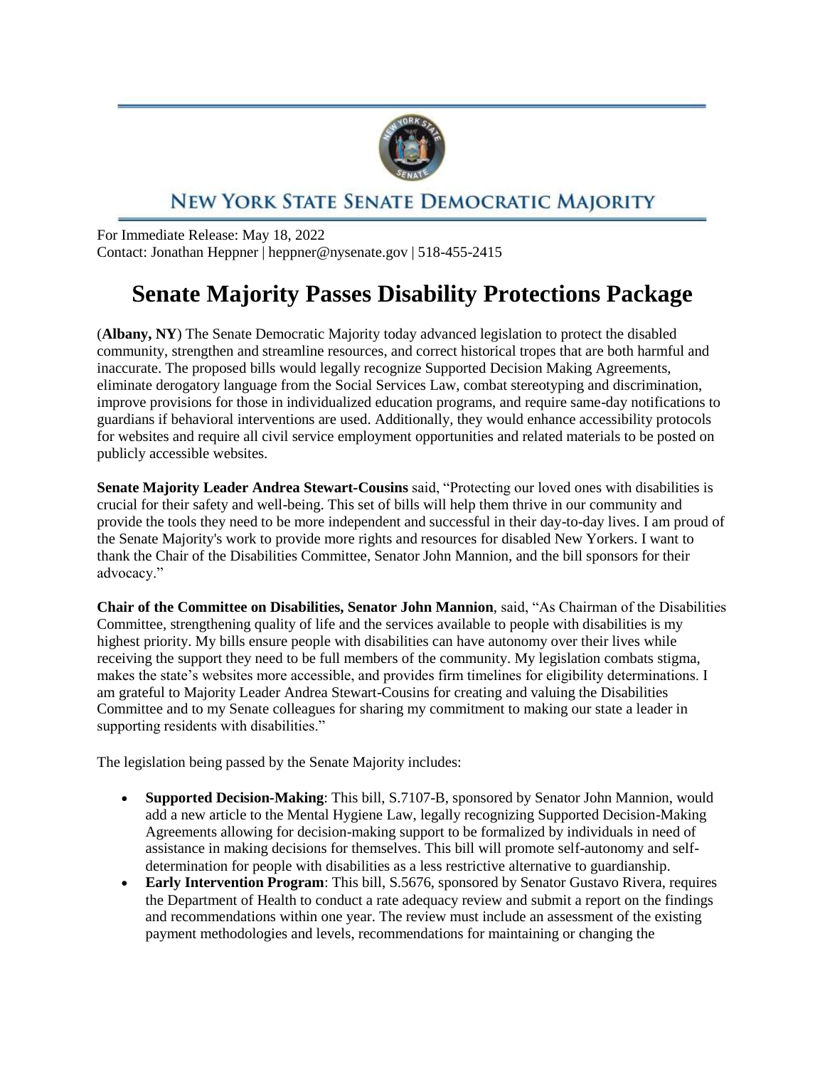NEW YORK STATE SENATE DEMOCRATIC MAJORITY

For Immediate Release: May 18, 2022
Contact: Jonathan Heppner | heppner@nysenate.gov | 518-455-2415

# Senate Majority Passes Disability Protections Package

(**Albany, NY**) The Senate Democratic Majority today advanced legislation to protect the disabled community, strengthen and streamline resources, and correct historical tropes that are both harmful and inaccurate. The proposed bills would legally recognize Supported Decision Making Agreements, eliminate derogatory language from the Social Services Law, combat stereotyping and discrimination, improve provisions for those in individualized education programs, and require same-day notifications to guardians if behavioral interventions are used. Additionally, they would enhance accessibility protocols for websites and require all civil service employment opportunities and related materials to be posted on publicly accessible websites.

**Senate Majority Leader Andrea Stewart-Cousins** said, "Protecting our loved ones with disabilities is crucial for their safety and well-being. This set of bills will help them thrive in our community and provide the tools they need to be more independent and successful in their day-to-day lives. I am proud of the Senate Majority's work to provide more rights and resources for disabled New Yorkers. I want to thank the Chair of the Disabilities Committee, Senator John Mannion, and the bill sponsors for their advocacy."

**Chair of the Committee on Disabilities, Senator John Mannion**, said, "As Chairman of the Disabilities Committee, strengthening quality of life and the services available to people with disabilities is my highest priority. My bills ensure people with disabilities can have autonomy over their lives while receiving the support they need to be full members of the community. My legislation combats stigma, makes the state's websites more accessible, and provides firm timelines for eligibility determinations. I am grateful to Majority Leader Andrea Stewart-Cousins for creating and valuing the Disabilities Committee and to my Senate colleagues for sharing my commitment to making our state a leader in supporting residents with disabilities."

The legislation being passed by the Senate Majority includes:

- **Supported Decision-Making**: This bill, S.7107-B, sponsored by Senator John Mannion, would add a new article to the Mental Hygiene Law, legally recognizing Supported Decision-Making Agreements allowing for decision-making support to be formalized by individuals in need of assistance in making decisions for themselves. This bill will promote self-autonomy and self-determination for people with disabilities as a less restrictive alternative to guardianship.
- **Early Intervention Program**: This bill, S.5676, sponsored by Senator Gustavo Rivera, requires the Department of Health to conduct a rate adequacy review and submit a report on the findings and recommendations within one year. The review must include an assessment of the existing payment methodologies and levels, recommendations for maintaining or changing the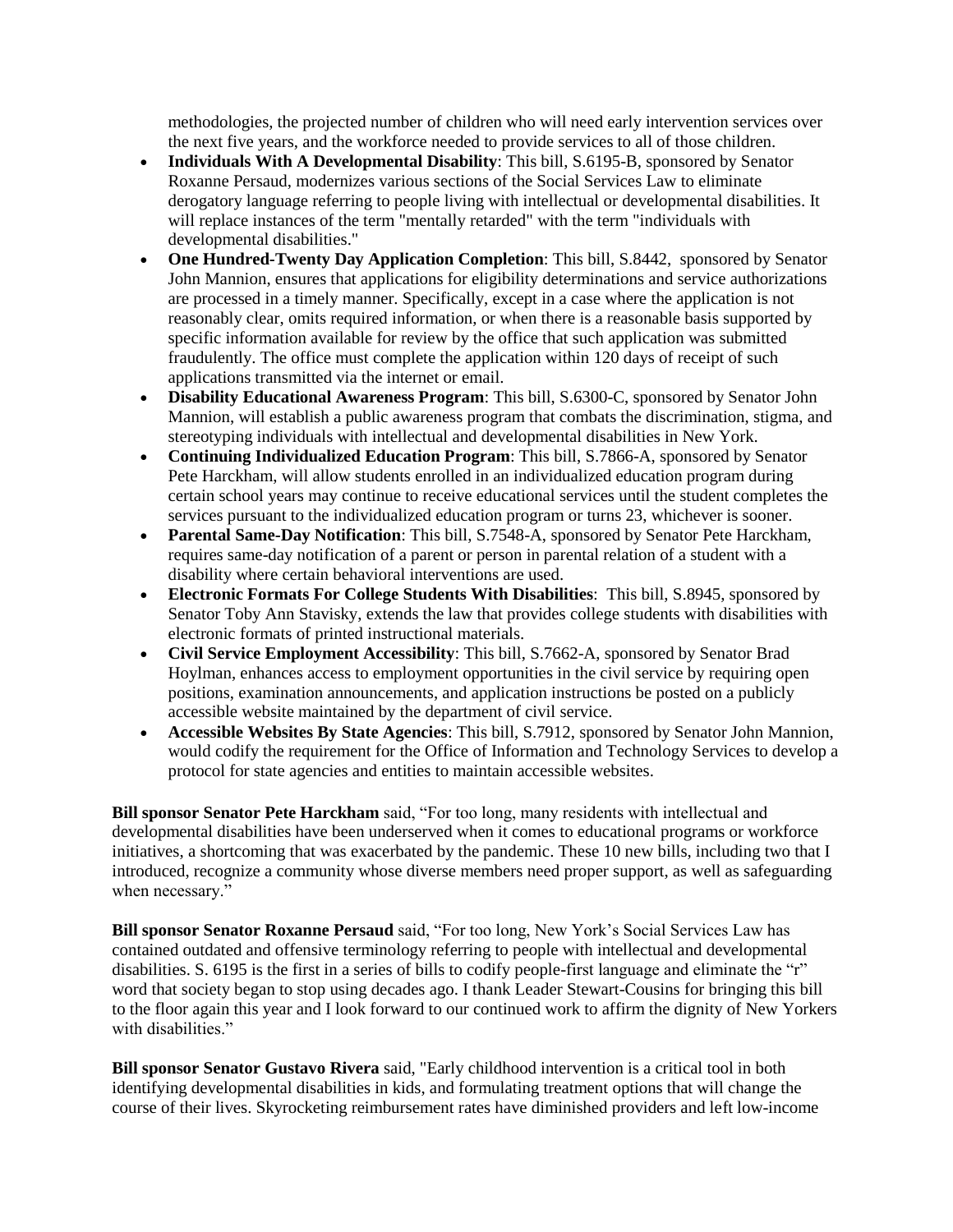methodologies, the projected number of children who will need early intervention services over the next five years, and the workforce needed to provide services to all of those children.

- **Individuals With A Developmental Disability**: This bill, S.6195-B, sponsored by Senator Roxanne Persaud, modernizes various sections of the Social Services Law to eliminate derogatory language referring to people living with intellectual or developmental disabilities. It will replace instances of the term "mentally retarded" with the term "individuals with developmental disabilities."
- **One Hundred-Twenty Day Application Completion**: This bill, S.8442, sponsored by Senator John Mannion, ensures that applications for eligibility determinations and service authorizations are processed in a timely manner. Specifically, except in a case where the application is not reasonably clear, omits required information, or when there is a reasonable basis supported by specific information available for review by the office that such application was submitted fraudulently. The office must complete the application within 120 days of receipt of such applications transmitted via the internet or email.
- **Disability Educational Awareness Program**: This bill, S.6300-C, sponsored by Senator John Mannion, will establish a public awareness program that combats the discrimination, stigma, and stereotyping individuals with intellectual and developmental disabilities in New York.
- **Continuing Individualized Education Program**: This bill, S.7866-A, sponsored by Senator Pete Harckham, will allow students enrolled in an individualized education program during certain school years may continue to receive educational services until the student completes the services pursuant to the individualized education program or turns 23, whichever is sooner.
- **Parental Same-Day Notification**: This bill, S.7548-A, sponsored by Senator Pete Harckham, requires same-day notification of a parent or person in parental relation of a student with a disability where certain behavioral interventions are used.
- **Electronic Formats For College Students With Disabilities**: This bill, S.8945, sponsored by Senator Toby Ann Stavisky, extends the law that provides college students with disabilities with electronic formats of printed instructional materials.
- **Civil Service Employment Accessibility**: This bill, S.7662-A, sponsored by Senator Brad Hoylman, enhances access to employment opportunities in the civil service by requiring open positions, examination announcements, and application instructions be posted on a publicly accessible website maintained by the department of civil service.
- **Accessible Websites By State Agencies**: This bill, S.7912, sponsored by Senator John Mannion, would codify the requirement for the Office of Information and Technology Services to develop a protocol for state agencies and entities to maintain accessible websites.

**Bill sponsor Senator Pete Harckham** said, "For too long, many residents with intellectual and developmental disabilities have been underserved when it comes to educational programs or workforce initiatives, a shortcoming that was exacerbated by the pandemic. These 10 new bills, including two that I introduced, recognize a community whose diverse members need proper support, as well as safeguarding when necessary."

**Bill sponsor Senator Roxanne Persaud** said, "For too long, New York's Social Services Law has contained outdated and offensive terminology referring to people with intellectual and developmental disabilities. S. 6195 is the first in a series of bills to codify people-first language and eliminate the "r" word that society began to stop using decades ago. I thank Leader Stewart-Cousins for bringing this bill to the floor again this year and I look forward to our continued work to affirm the dignity of New Yorkers with disabilities."

**Bill sponsor Senator Gustavo Rivera** said, "Early childhood intervention is a critical tool in both identifying developmental disabilities in kids, and formulating treatment options that will change the course of their lives. Skyrocketing reimbursement rates have diminished providers and left low-income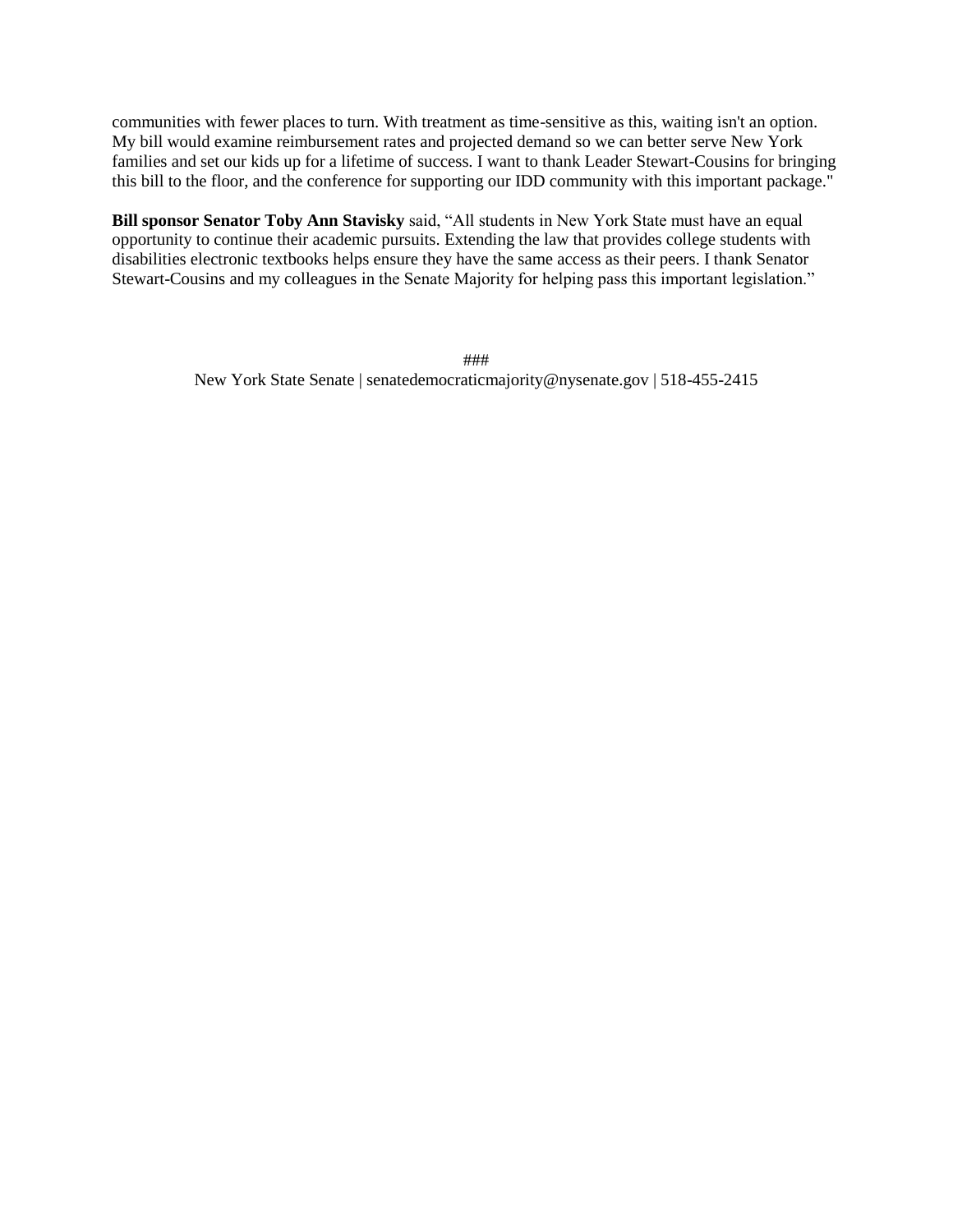communities with fewer places to turn. With treatment as time-sensitive as this, waiting isn't an option. My bill would examine reimbursement rates and projected demand so we can better serve New York families and set our kids up for a lifetime of success. I want to thank Leader Stewart-Cousins for bringing this bill to the floor, and the conference for supporting our IDD community with this important package."

**Bill sponsor Senator Toby Ann Stavisky** said, "All students in New York State must have an equal opportunity to continue their academic pursuits. Extending the law that provides college students with disabilities electronic textbooks helps ensure they have the same access as their peers. I thank Senator Stewart-Cousins and my colleagues in the Senate Majority for helping pass this important legislation."

###

New York State Senate | senatedemocraticmajority@nysenate.gov | 518-455-2415